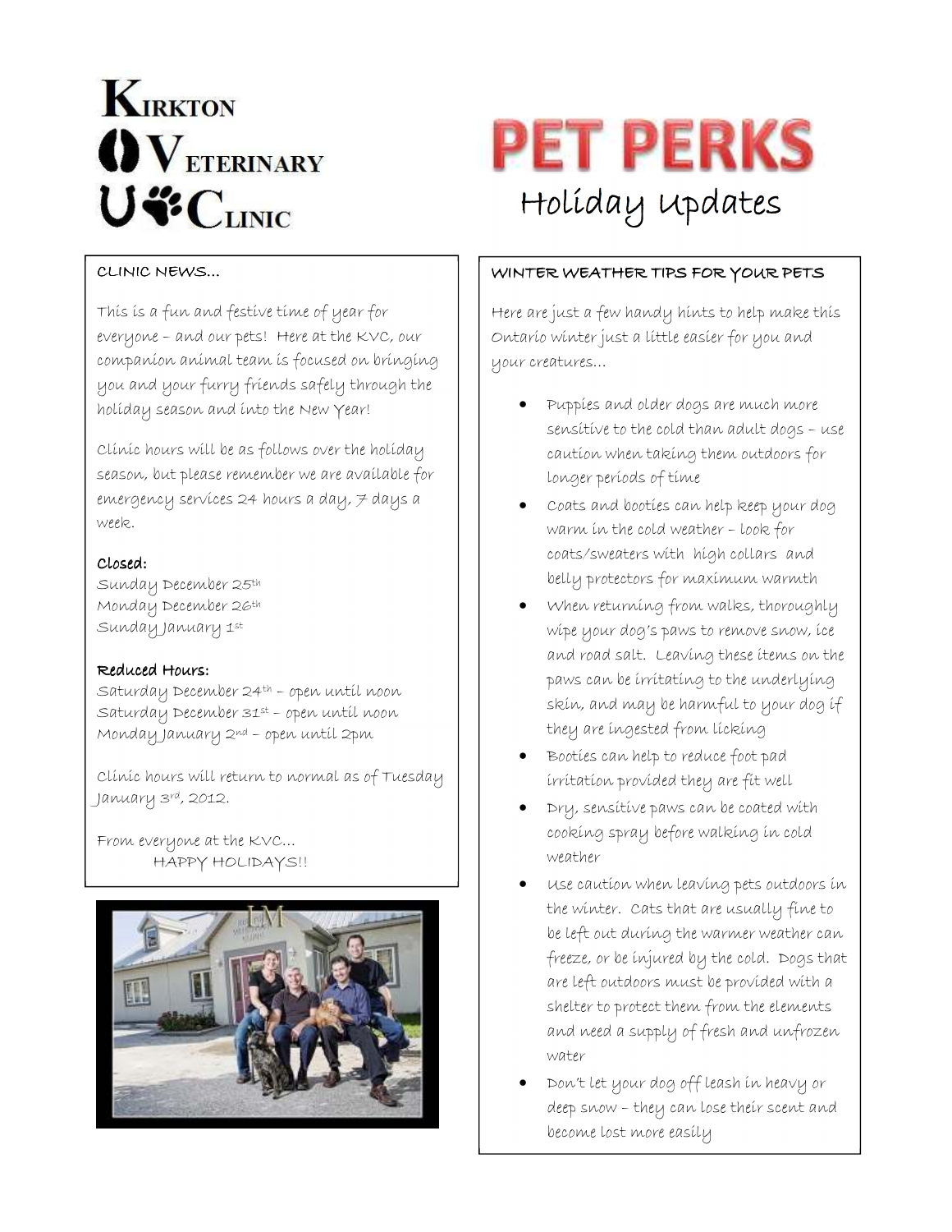# Kirkton Veterinary Clinic

# PET PERKS

## Holiday Updates

### CLINIC NEWS…

This is a fun and festive time of year for everyone – and our pets! Here at the KVC, our companion animal team is focused on bringing you and your furry friends safely through the holiday season and into the New Year!

Clinic hours will be as follows over the holiday season, but please remember we are available for emergency services 24 hours a day, 7 days a week.

**Closed:**
Sunday December 25th
Monday December 26th
Sunday January 1st

**Reduced Hours:**
Saturday December 24th – open until noon
Saturday December 31st – open until noon
Monday January 2nd – open until 2pm

Clinic hours will return to normal as of Tuesday January 3rd, 2012.

From everyone at the KVC…
HAPPY HOLIDAYS!!

### WINTER WEATHER TIPS FOR YOUR PETS

Here are just a few handy hints to help make this Ontario winter just a little easier for you and your creatures…

- Puppies and older dogs are much more sensitive to the cold than adult dogs – use caution when taking them outdoors for longer periods of time
- Coats and booties can help keep your dog warm in the cold weather – look for coats/sweaters with high collars and belly protectors for maximum warmth
- When returning from walks, thoroughly wipe your dog's paws to remove snow, ice and road salt. Leaving these items on the paws can be irritating to the underlying skin, and may be harmful to your dog if they are ingested from licking
- Booties can help to reduce foot pad irritation provided they are fit well
- Dry, sensitive paws can be coated with cooking spray before walking in cold weather
- Use caution when leaving pets outdoors in the winter. Cats that are usually fine to be left out during the warmer weather can freeze, or be injured by the cold. Dogs that are left outdoors must be provided with a shelter to protect them from the elements and need a supply of fresh and unfrozen water
- Don't let your dog off leash in heavy or deep snow – they can lose their scent and become lost more easily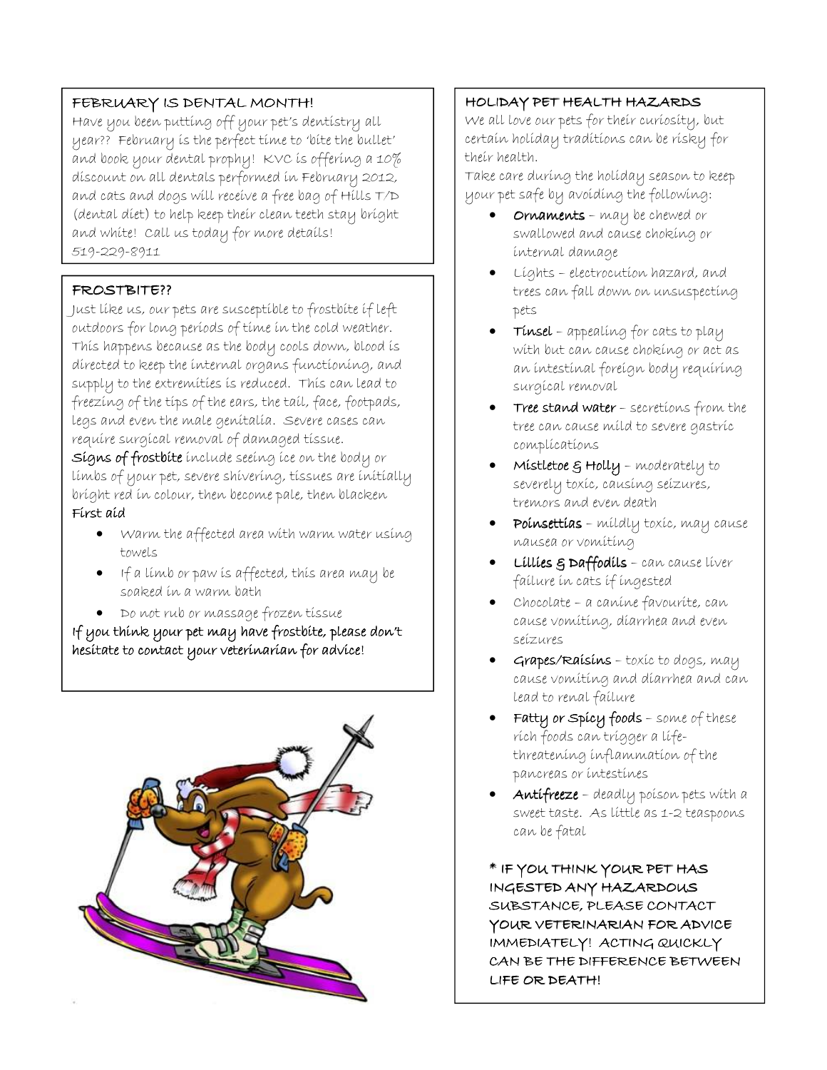## FEBRUARY IS DENTAL MONTH!

Have you been putting off your pet's dentistry all year?? February is the perfect time to 'bite the bullet' and book your dental prophy! KVC is offering a 10% discount on all dentals performed in February 2012, and cats and dogs will receive a free bag of Hills T/D (dental diet) to help keep their clean teeth stay bright and white! Call us today for more details! 519-229-8911

## FROSTBITE??

Just like us, our pets are susceptible to frostbite if left outdoors for long periods of time in the cold weather. This happens because as the body cools down, blood is directed to keep the internal organs functioning, and supply to the extremities is reduced. This can lead to freezing of the tips of the ears, the tail, face, footpads, legs and even the male genitalia. Severe cases can require surgical removal of damaged tissue.

**Signs of frostbite** include seeing ice on the body or limbs of your pet, severe shivering, tissues are initially bright red in colour, then become pale, then blacken

**First aid**

- Warm the affected area with warm water using towels
- If a limb or paw is affected, this area may be soaked in a warm bath
- Do not rub or massage frozen tissue

**If you think your pet may have frostbite, please don't hesitate to contact your veterinarian for advice!**

## HOLIDAY PET HEALTH HAZARDS

We all love our pets for their curiosity, but certain holiday traditions can be risky for their health.

Take care during the holiday season to keep your pet safe by avoiding the following:

- **Ornaments** – may be chewed or swallowed and cause choking or internal damage
- Lights – electrocution hazard, and trees can fall down on unsuspecting pets
- **Tinsel** – appealing for cats to play with but can cause choking or act as an intestinal foreign body requiring surgical removal
- **Tree stand water** – secretions from the tree can cause mild to severe gastric complications
- **Mistletoe & Holly** – moderately to severely toxic, causing seizures, tremors and even death
- **Poinsettias** – mildly toxic, may cause nausea or vomiting
- **Lillies & Daffodils** – can cause liver failure in cats if ingested
- Chocolate – a canine favourite, can cause vomiting, diarrhea and even seizures
- **Grapes/Raisins** – toxic to dogs, may cause vomiting and diarrhea and can lead to renal failure
- **Fatty or Spicy foods** – some of these rich foods can trigger a life-threatening inflammation of the pancreas or intestines
- **Antifreeze** – deadly poison pets with a sweet taste. As little as 1-2 teaspoons can be fatal

**\* IF YOU THINK YOUR PET HAS INGESTED ANY HAZARDOUS SUBSTANCE, PLEASE CONTACT YOUR VETERINARIAN FOR ADVICE IMMEDIATELY! ACTING QUICKLY CAN BE THE DIFFERENCE BETWEEN LIFE OR DEATH!**